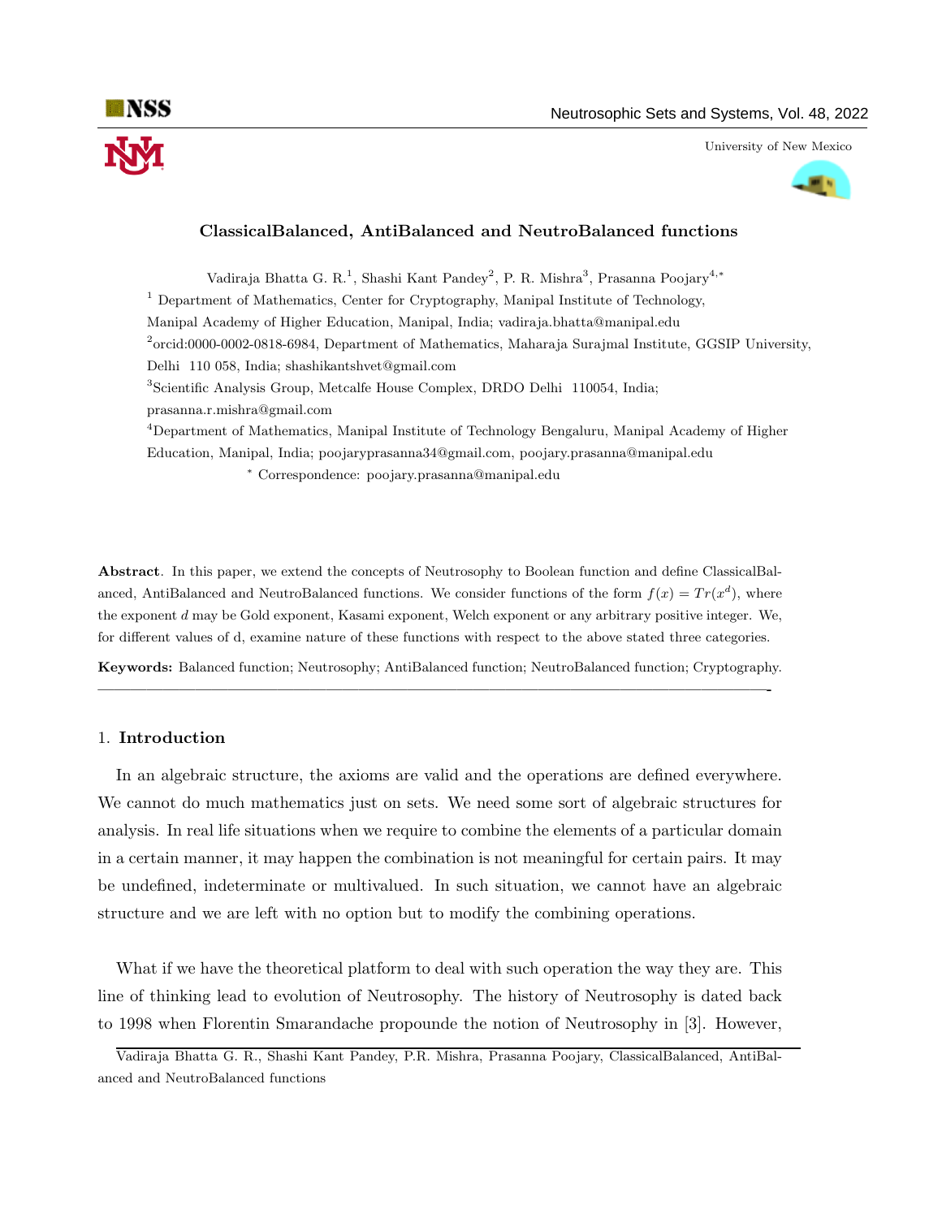# ClassicalBalanced, AntiBalanced and NeutroBalanced functions

Vadiraja Bhatta G. R.[1], Shashi Kant Pandey[2], P. R. Mishra[3], Prasanna Poojary[4,*]

[1] Department of Mathematics, Center for Cryptography, Manipal Institute of Technology, Manipal Academy of Higher Education, Manipal, India; vadiraja.bhatta@manipal.edu

[2]orcid:0000-0002-0818-6984, Department of Mathematics, Maharaja Surajmal Institute, GGSIP University, Delhi 110 058, India; shashikantshvet@gmail.com

[3]Scientific Analysis Group, Metcalfe House Complex, DRDO Delhi 110054, India; prasanna.r.mishra@gmail.com

[4]Department of Mathematics, Manipal Institute of Technology Bengaluru, Manipal Academy of Higher Education, Manipal, India; poojaryprasanna34@gmail.com, poojary.prasanna@manipal.edu

[*] Correspondence: poojary.prasanna@manipal.edu

**Abstract**. In this paper, we extend the concepts of Neutrosophy to Boolean function and define ClassicalBalanced, AntiBalanced and NeutroBalanced functions. We consider functions of the form $f(x) = Tr(x^d)$, where the exponent $d$ may be Gold exponent, Kasami exponent, Welch exponent or any arbitrary positive integer. We, for different values of d, examine nature of these functions with respect to the above stated three categories.

**Keywords:** Balanced function; Neutrosophy; AntiBalanced function; NeutroBalanced function; Cryptography.

---

## 1. Introduction

In an algebraic structure, the axioms are valid and the operations are defined everywhere. We cannot do much mathematics just on sets. We need some sort of algebraic structures for analysis. In real life situations when we require to combine the elements of a particular domain in a certain manner, it may happen the combination is not meaningful for certain pairs. It may be undefined, indeterminate or multivalued. In such situation, we cannot have an algebraic structure and we are left with no option but to modify the combining operations.

What if we have the theoretical platform to deal with such operation the way they are. This line of thinking lead to evolution of Neutrosophy. The history of Neutrosophy is dated back to 1998 when Florentin Smarandache propounde the notion of Neutrosophy in [3]. However,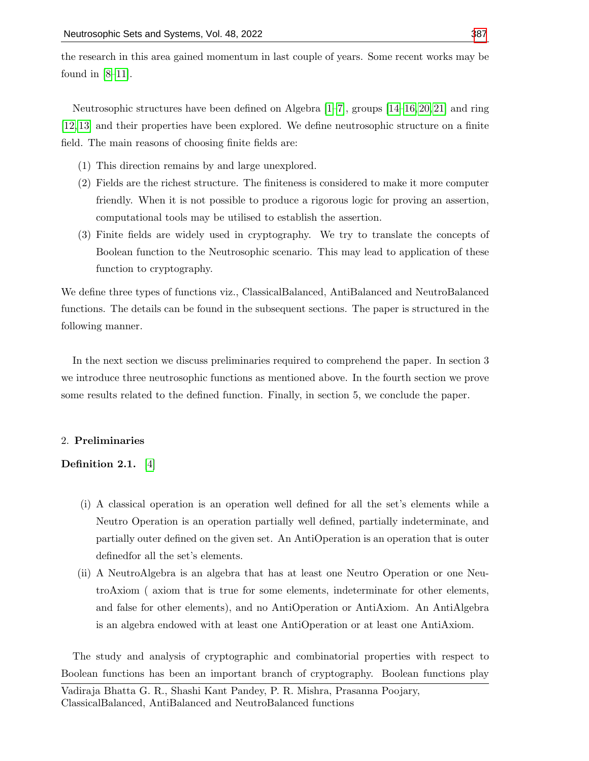the research in this area gained momentum in last couple of years. Some recent works may be found in [8–11].

Neutrosophic structures have been defined on Algebra [1–7], groups [14–16, 20, 21] and ring [12, 13] and their properties have been explored. We define neutrosophic structure on a finite field. The main reasons of choosing finite fields are:

(1) This direction remains by and large unexplored.
(2) Fields are the richest structure. The finiteness is considered to make it more computer friendly. When it is not possible to produce a rigorous logic for proving an assertion, computational tools may be utilised to establish the assertion.
(3) Finite fields are widely used in cryptography. We try to translate the concepts of Boolean function to the Neutrosophic scenario. This may lead to application of these function to cryptography.

We define three types of functions viz., ClassicalBalanced, AntiBalanced and NeutroBalanced functions. The details can be found in the subsequent sections. The paper is structured in the following manner.

In the next section we discuss preliminaries required to comprehend the paper. In section 3 we introduce three neutrosophic functions as mentioned above. In the fourth section we prove some results related to the defined function. Finally, in section 5, we conclude the paper.

## 2. Preliminaries

**Definition 2.1.** [4]

(i) A classical operation is an operation well defined for all the set's elements while a Neutro Operation is an operation partially well defined, partially indeterminate, and partially outer defined on the given set. An AntiOperation is an operation that is outer definedfor all the set's elements.
(ii) A NeutroAlgebra is an algebra that has at least one Neutro Operation or one NeutroAxiom ( axiom that is true for some elements, indeterminate for other elements, and false for other elements), and no AntiOperation or AntiAxiom. An AntiAlgebra is an algebra endowed with at least one AntiOperation or at least one AntiAxiom.

The study and analysis of cryptographic and combinatorial properties with respect to Boolean functions has been an important branch of cryptography. Boolean functions play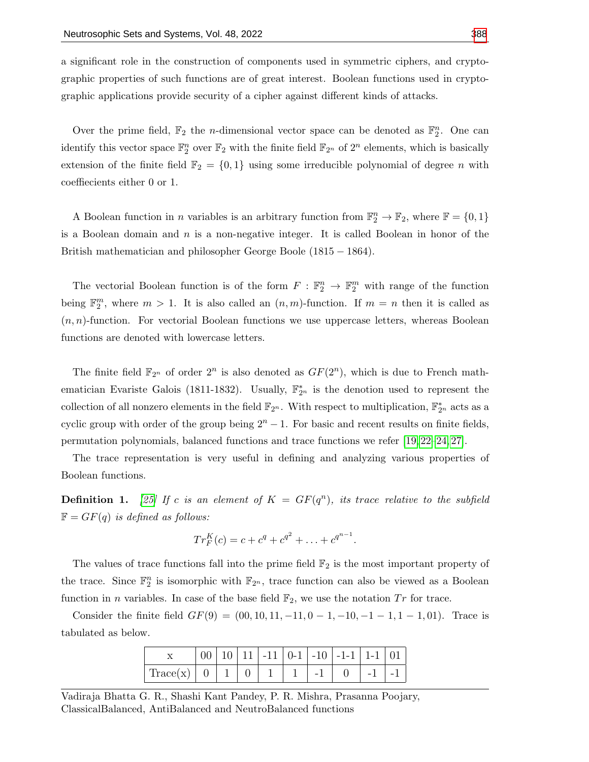a significant role in the construction of components used in symmetric ciphers, and cryptographic properties of such functions are of great interest. Boolean functions used in cryptographic applications provide security of a cipher against different kinds of attacks.

Over the prime field, $\mathbb{F}_2$ the $n$-dimensional vector space can be denoted as $\mathbb{F}_2^n$. One can identify this vector space $\mathbb{F}_2^n$ over $\mathbb{F}_2$ with the finite field $\mathbb{F}_{2^n}$ of $2^n$ elements, which is basically extension of the finite field $\mathbb{F}_2 = \{0, 1\}$ using some irreducible polynomial of degree $n$ with coeffiecients either 0 or 1.

A Boolean function in $n$ variables is an arbitrary function from $\mathbb{F}_2^n \rightarrow \mathbb{F}_2$, where $\mathbb{F} = \{0, 1\}$ is a Boolean domain and $n$ is a non-negative integer. It is called Boolean in honor of the British mathematician and philosopher George Boole $(1815 - 1864)$.

The vectorial Boolean function is of the form $F : \mathbb{F}_2^n \rightarrow \mathbb{F}_2^m$ with range of the function being $\mathbb{F}_2^m$, where $m > 1$. It is also called an $(n, m)$-function. If $m = n$ then it is called as $(n, n)$-function. For vectorial Boolean functions we use uppercase letters, whereas Boolean functions are denoted with lowercase letters.

The finite field $\mathbb{F}_{2^n}$ of order $2^n$ is also denoted as $GF(2^n)$, which is due to French mathematician Evariste Galois (1811-1832). Usually, $\mathbb{F}_{2^n}^*$ is the denotion used to represent the collection of all nonzero elements in the field $\mathbb{F}_{2^n}$. With respect to multiplication, $\mathbb{F}_{2^n}^*$ acts as a cyclic group with order of the group being $2^n - 1$. For basic and recent results on finite fields, permutation polynomials, balanced functions and trace functions we refer [19, 22–24, 27].

The trace representation is very useful in defining and analyzing various properties of Boolean functions.

**Definition 1.** *[25] If $c$ is an element of $K = GF(q^n)$, its trace relative to the subfield $\mathbb{F} = GF(q)$ is defined as follows:*

$$Tr_F^K(c) = c + c^q + c^{q^2} + \ldots + c^{q^{n-1}}.$$

The values of trace functions fall into the prime field $\mathbb{F}_2$ is the most important property of the trace. Since $\mathbb{F}_2^n$ is isomorphic with $\mathbb{F}_{2^n}$, trace function can also be viewed as a Boolean function in $n$ variables. In case of the base field $\mathbb{F}_2$, we use the notation $Tr$ for trace.

Consider the finite field $GF(9) = (00, 10, 11, -11, 0-1, -10, -1-1, 1-1, 01)$. Trace is tabulated as below.

| x | 00 | 10 | 11 | -11 | 0-1 | -10 | -1-1 | 1-1 | 01 |
|---|---|---|---|---|---|---|---|---|---|
| Trace(x) | 0 | 1 | 0 | 1 | 1 | -1 | 0 | -1 | -1 |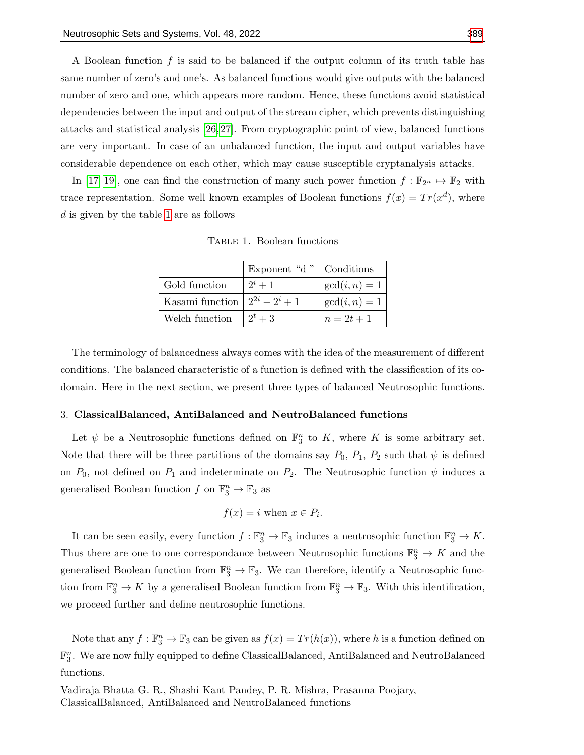A Boolean function $f$ is said to be balanced if the output column of its truth table has same number of zero's and one's. As balanced functions would give outputs with the balanced number of zero and one, which appears more random. Hence, these functions avoid statistical dependencies between the input and output of the stream cipher, which prevents distinguishing attacks and statistical analysis [26,27]. From cryptographic point of view, balanced functions are very important. In case of an unbalanced function, the input and output variables have considerable dependence on each other, which may cause susceptible cryptanalysis attacks.

In [17–19], one can find the construction of many such power function $f : \mathbb{F}_{2^n} \mapsto \mathbb{F}_2$ with trace representation. Some well known examples of Boolean functions $f(x) = Tr(x^d)$, where $d$ is given by the table 1 are as follows

Table 1. Boolean functions

| | Exponent "d " | Conditions |
|---|---|---|
| Gold function | $2^i + 1$ | $\gcd(i, n) = 1$ |
| Kasami function | $2^{2i} - 2^i + 1$ | $\gcd(i, n) = 1$ |
| Welch function | $2^t + 3$ | $n = 2t + 1$ |

The terminology of balancedness always comes with the idea of the measurement of different conditions. The balanced characteristic of a function is defined with the classification of its co-domain. Here in the next section, we present three types of balanced Neutrosophic functions.

## 3. ClassicalBalanced, AntiBalanced and NeutroBalanced functions

Let $\psi$ be a Neutrosophic functions defined on $\mathbb{F}_3^n$ to $K$, where $K$ is some arbitrary set. Note that there will be three partitions of the domains say $P_0$, $P_1$, $P_2$ such that $\psi$ is defined on $P_0$, not defined on $P_1$ and indeterminate on $P_2$. The Neutrosophic function $\psi$ induces a generalised Boolean function $f$ on $\mathbb{F}_3^n \to \mathbb{F}_3$ as

$$f(x) = i \text{ when } x \in P_i.$$

It can be seen easily, every function $f : \mathbb{F}_3^n \to \mathbb{F}_3$ induces a neutrosophic function $\mathbb{F}_3^n \to K$. Thus there are one to one correspondance between Neutrosophic functions $\mathbb{F}_3^n \to K$ and the generalised Boolean function from $\mathbb{F}_3^n \to \mathbb{F}_3$. We can therefore, identify a Neutrosophic function from $\mathbb{F}_3^n \to K$ by a generalised Boolean function from $\mathbb{F}_3^n \to \mathbb{F}_3$. With this identification, we proceed further and define neutrosophic functions.

Note that any $f : \mathbb{F}_3^n \to \mathbb{F}_3$ can be given as $f(x) = Tr(h(x))$, where $h$ is a function defined on $\mathbb{F}_3^n$. We are now fully equipped to define ClassicalBalanced, AntiBalanced and NeutroBalanced functions.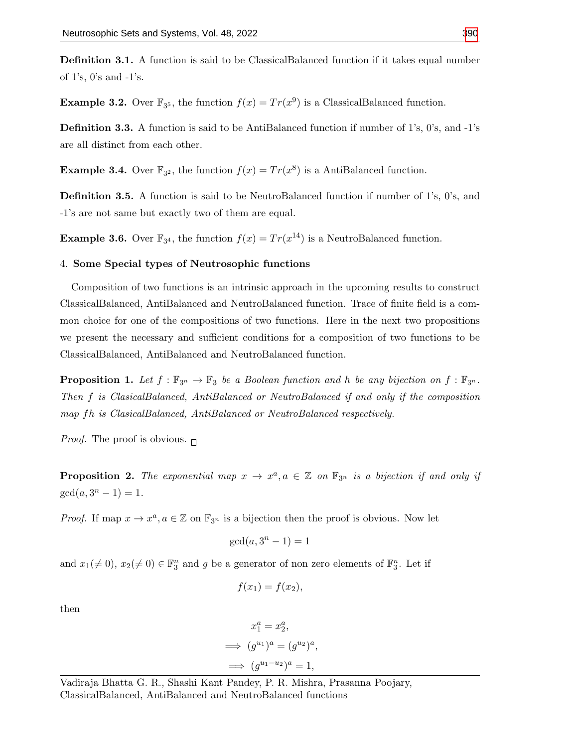**Definition 3.1.** A function is said to be ClassicalBalanced function if it takes equal number of 1's, 0's and -1's.

**Example 3.2.** Over $\mathbb{F}_{3^5}$, the function $f(x) = Tr(x^9)$ is a ClassicalBalanced function.

**Definition 3.3.** A function is said to be AntiBalanced function if number of 1's, 0's, and -1's are all distinct from each other.

**Example 3.4.** Over $\mathbb{F}_{3^2}$, the function $f(x) = Tr(x^8)$ is a AntiBalanced function.

**Definition 3.5.** A function is said to be NeutroBalanced function if number of 1's, 0's, and -1's are not same but exactly two of them are equal.

**Example 3.6.** Over $\mathbb{F}_{3^4}$, the function $f(x) = Tr(x^{14})$ is a NeutroBalanced function.

## 4. Some Special types of Neutrosophic functions

Composition of two functions is an intrinsic approach in the upcoming results to construct ClassicalBalanced, AntiBalanced and NeutroBalanced function. Trace of finite field is a common choice for one of the compositions of two functions. Here in the next two propositions we present the necessary and sufficient conditions for a composition of two functions to be ClassicalBalanced, AntiBalanced and NeutroBalanced function.

**Proposition 1.** *Let $f : \mathbb{F}_{3^n} \to \mathbb{F}_3$ be a Boolean function and $h$ be any bijection on $f : \mathbb{F}_{3^n}$. Then $f$ is ClasicalBalanced, AntiBalanced or NeutroBalanced if and only if the composition map $fh$ is ClasicalBalanced, AntiBalanced or NeutroBalanced respectively.*

*Proof.* The proof is obvious. □

**Proposition 2.** *The exponential map $x \to x^a, a \in \mathbb{Z}$ on $\mathbb{F}_{3^n}$ is a bijection if and only if* $\gcd(a, 3^n - 1) = 1$.

*Proof.* If map $x \to x^a, a \in \mathbb{Z}$ on $\mathbb{F}_{3^n}$ is a bijection then the proof is obvious. Now let

$$\gcd(a, 3^n - 1) = 1$$

and $x_1(\neq 0)$, $x_2(\neq 0) \in \mathbb{F}_3^n$ and $g$ be a generator of non zero elements of $\mathbb{F}_3^n$. Let if

$$f(x_1) = f(x_2),$$

then

$$x_1^a = x_2^a,$$

$$\implies (g^{u_1})^a = (g^{u_2})^a,$$

$$\implies (g^{u_1 - u_2})^a = 1,$$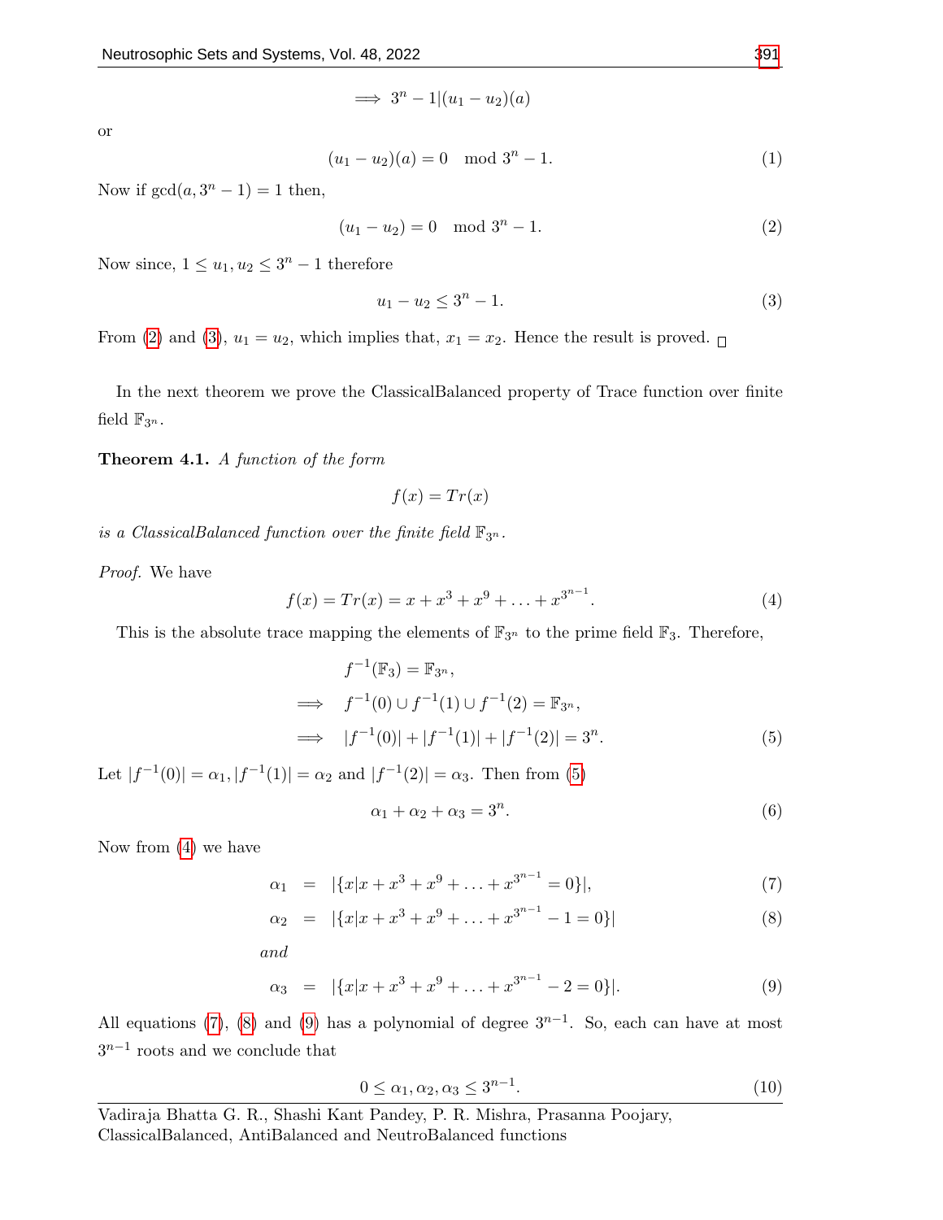$$\implies 3^n - 1 | (u_1 - u_2)(a)$$

or

$$(u_1 - u_2)(a) = 0 \mod 3^n - 1. \tag{1}$$

Now if $\gcd(a, 3^n - 1) = 1$ then,

$$(u_1 - u_2) = 0 \mod 3^n - 1. \tag{2}$$

Now since, $1 \leq u_1, u_2 \leq 3^n - 1$ therefore

$$u_1 - u_2 \leq 3^n - 1. \tag{3}$$

From (2) and (3), $u_1 = u_2$, which implies that, $x_1 = x_2$. Hence the result is proved. □

In the next theorem we prove the ClassicalBalanced property of Trace function over finite field $\mathbb{F}_{3^n}$.

**Theorem 4.1.** *A function of the form*

$$f(x) = Tr(x)$$

*is a ClassicalBalanced function over the finite field* $\mathbb{F}_{3^n}$.

*Proof.* We have

$$f(x) = Tr(x) = x + x^3 + x^9 + \ldots + x^{3^{n-1}}. \tag{4}$$

This is the absolute trace mapping the elements of $\mathbb{F}_{3^n}$ to the prime field $\mathbb{F}_3$. Therefore,

$$\begin{aligned} & f^{-1}(\mathbb{F}_3) = \mathbb{F}_{3^n}, \\ \implies \quad & f^{-1}(0) \cup f^{-1}(1) \cup f^{-1}(2) = \mathbb{F}_{3^n}, \\ \implies \quad & |f^{-1}(0)| + |f^{-1}(1)| + |f^{-1}(2)| = 3^n. \end{aligned} \tag{5}$$

Let $|f^{-1}(0)| = \alpha_1, |f^{-1}(1)| = \alpha_2$ and $|f^{-1}(2)| = \alpha_3$. Then from (5)

$$\alpha_1 + \alpha_2 + \alpha_3 = 3^n. \tag{6}$$

Now from (4) we have

$$\alpha_1 = |\{x | x + x^3 + x^9 + \ldots + x^{3^{n-1}} = 0\}|, \tag{7}$$

$$\alpha_2 = |\{x | x + x^3 + x^9 + \ldots + x^{3^{n-1}} - 1 = 0\}| \tag{8}$$

*and*

$$\alpha_3 = |\{x | x + x^3 + x^9 + \ldots + x^{3^{n-1}} - 2 = 0\}|. \tag{9}$$

All equations (7), (8) and (9) has a polynomial of degree $3^{n-1}$. So, each can have at most $3^{n-1}$ roots and we conclude that

$$0 \leq \alpha_1, \alpha_2, \alpha_3 \leq 3^{n-1}. \tag{10}$$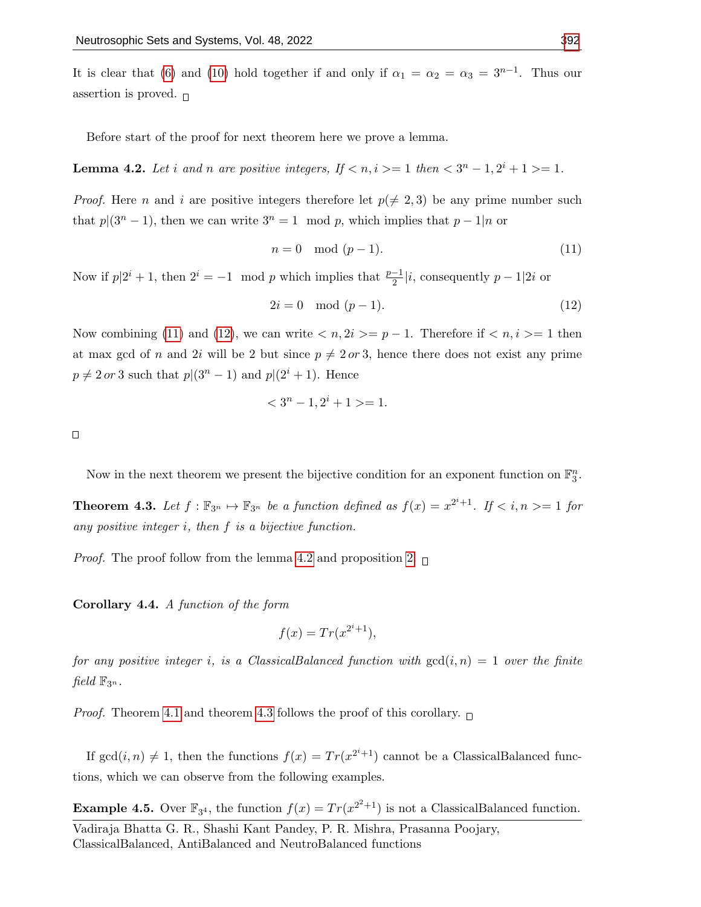It is clear that (6) and (10) hold together if and only if $\alpha_1 = \alpha_2 = \alpha_3 = 3^{n-1}$. Thus our assertion is proved. □

Before start of the proof for next theorem here we prove a lemma.

**Lemma 4.2.** *Let $i$ and $n$ are positive integers, If $< n, i >= 1$ then $< 3^n - 1, 2^i + 1 >= 1$.*

*Proof.* Here $n$ and $i$ are positive integers therefore let $p(\neq 2, 3)$ be any prime number such that $p|(3^n - 1)$, then we can write $3^n = 1 \mod p$, which implies that $p - 1|n$ or

$$n = 0 \mod (p - 1). \tag{11}$$

Now if $p|2^i + 1$, then $2^i = -1 \mod p$ which implies that $\frac{p-1}{2}|i$, consequently $p - 1|2i$ or

$$2i = 0 \mod (p - 1). \tag{12}$$

Now combining (11) and (12), we can write $< n, 2i >= p - 1$. Therefore if $< n, i >= 1$ then at max gcd of $n$ and $2i$ will be 2 but since $p \neq 2 \, or \, 3$, hence there does not exist any prime $p \neq 2 \, or \, 3$ such that $p|(3^n - 1)$ and $p|(2^i + 1)$. Hence

$$< 3^n - 1, 2^i + 1 >= 1.$$

□

Now in the next theorem we present the bijective condition for an exponent function on $\mathbb{F}_3^n$.

**Theorem 4.3.** *Let $f : \mathbb{F}_{3^n} \mapsto \mathbb{F}_{3^n}$ be a function defined as $f(x) = x^{2^i+1}$. If $< i, n >= 1$ for any positive integer $i$, then $f$ is a bijective function.*

*Proof.* The proof follow from the lemma 4.2 and proposition 2. □

**Corollary 4.4.** *A function of the form*

$$f(x) = Tr(x^{2^i+1}),$$

*for any positive integer $i$, is a ClassicalBalanced function with $\gcd(i, n) = 1$ over the finite field $\mathbb{F}_{3^n}$.*

*Proof.* Theorem 4.1 and theorem 4.3 follows the proof of this corollary. □

If $\gcd(i, n) \neq 1$, then the functions $f(x) = Tr(x^{2^i+1})$ cannot be a ClassicalBalanced functions, which we can observe from the following examples.

**Example 4.5.** Over $\mathbb{F}_{3^4}$, the function $f(x) = Tr(x^{2^2+1})$ is not a ClassicalBalanced function.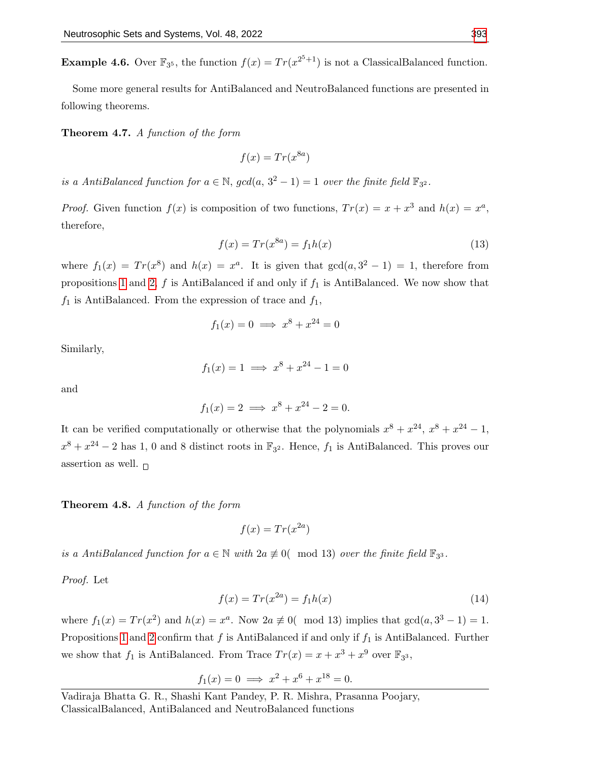**Example 4.6.** Over $\mathbb{F}_{3^5}$, the function $f(x) = Tr(x^{2^5+1})$ is not a ClassicalBalanced function.

Some more general results for AntiBalanced and NeutroBalanced functions are presented in following theorems.

**Theorem 4.7.** *A function of the form*

$$f(x) = Tr(x^{8a})$$

*is a AntiBalanced function for $a \in \mathbb{N}$, $gcd(a, 3^2 - 1) = 1$ over the finite field $\mathbb{F}_{3^2}$.*

*Proof.* Given function $f(x)$ is composition of two functions, $Tr(x) = x + x^3$ and $h(x) = x^a$, therefore,

$$f(x) = Tr(x^{8a}) = f_1 h(x) \tag{13}$$

where $f_1(x) = Tr(x^8)$ and $h(x) = x^a$. It is given that $\gcd(a, 3^2 - 1) = 1$, therefore from propositions 1 and 2, $f$ is AntiBalanced if and only if $f_1$ is AntiBalanced. We now show that $f_1$ is AntiBalanced. From the expression of trace and $f_1$,

$$f_1(x) = 0 \implies x^8 + x^{24} = 0$$

Similarly,

$$f_1(x) = 1 \implies x^8 + x^{24} - 1 = 0$$

and

$$f_1(x) = 2 \implies x^8 + x^{24} - 2 = 0.$$

It can be verified computationally or otherwise that the polynomials $x^8 + x^{24}$, $x^8 + x^{24} - 1$, $x^8 + x^{24} - 2$ has 1, 0 and 8 distinct roots in $\mathbb{F}_{3^2}$. Hence, $f_1$ is AntiBalanced. This proves our assertion as well. □

**Theorem 4.8.** *A function of the form*

$$f(x) = Tr(x^{2a})$$

*is a AntiBalanced function for $a \in \mathbb{N}$ with $2a \not\equiv 0(\mod 13)$ over the finite field $\mathbb{F}_{3^3}$.*

*Proof.* Let

$$f(x) = Tr(x^{2a}) = f_1 h(x) \tag{14}$$

where $f_1(x) = Tr(x^2)$ and $h(x) = x^a$. Now $2a \not\equiv 0(\mod 13)$ implies that $\gcd(a, 3^3 - 1) = 1$. Propositions 1 and 2 confirm that $f$ is AntiBalanced if and only if $f_1$ is AntiBalanced. Further we show that $f_1$ is AntiBalanced. From Trace $Tr(x) = x + x^3 + x^9$ over $\mathbb{F}_{3^3}$,

$$f_1(x) = 0 \implies x^2 + x^6 + x^{18} = 0.$$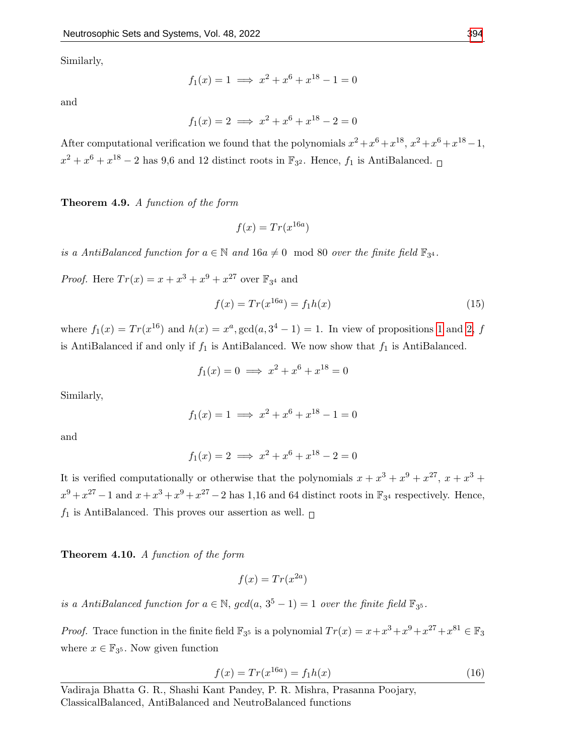Similarly,

$$f_1(x) = 1 \implies x^2 + x^6 + x^{18} - 1 = 0$$

and

$$f_1(x) = 2 \implies x^2 + x^6 + x^{18} - 2 = 0$$

After computational verification we found that the polynomials $x^2+x^6+x^{18}$, $x^2+x^6+x^{18}-1$, $x^2+x^6+x^{18}-2$ has 9,6 and 12 distinct roots in $\mathbb{F}_{3^2}$. Hence, $f_1$ is AntiBalanced. □

**Theorem 4.9.** *A function of the form*

$$f(x) = Tr(x^{16a})$$

*is a AntiBalanced function for $a \in \mathbb{N}$ and $16a \neq 0 \mod 80$ over the finite field $\mathbb{F}_{3^4}$.*

*Proof.* Here $Tr(x) = x + x^3 + x^9 + x^{27}$ over $\mathbb{F}_{3^4}$ and

$$f(x) = Tr(x^{16a}) = f_1 h(x) \tag{15}$$

where $f_1(x) = Tr(x^{16})$ and $h(x) = x^a, \gcd(a, 3^4 - 1) = 1$. In view of propositions 1 and 2, $f$ is AntiBalanced if and only if $f_1$ is AntiBalanced. We now show that $f_1$ is AntiBalanced.

$$f_1(x) = 0 \implies x^2 + x^6 + x^{18} = 0$$

Similarly,

$$f_1(x) = 1 \implies x^2 + x^6 + x^{18} - 1 = 0$$

and

$$f_1(x) = 2 \implies x^2 + x^6 + x^{18} - 2 = 0$$

It is verified computationally or otherwise that the polynomials $x + x^3 + x^9 + x^{27}$, $x + x^3 + x^9 + x^{27} - 1$ and $x + x^3 + x^9 + x^{27} - 2$ has 1,16 and 64 distinct roots in $\mathbb{F}_{3^4}$ respectively. Hence, $f_1$ is AntiBalanced. This proves our assertion as well. □

**Theorem 4.10.** *A function of the form*

$$f(x) = Tr(x^{2a})$$

*is a AntiBalanced function for $a \in \mathbb{N}$, $gcd(a,\, 3^5 - 1) = 1$ over the finite field $\mathbb{F}_{3^5}$.*

*Proof.* Trace function in the finite field $\mathbb{F}_{3^5}$ is a polynomial $Tr(x) = x+x^3+x^9+x^{27}+x^{81} \in \mathbb{F}_3$ where $x \in \mathbb{F}_{3^5}$. Now given function

$$f(x) = Tr(x^{16a}) = f_1 h(x) \tag{16}$$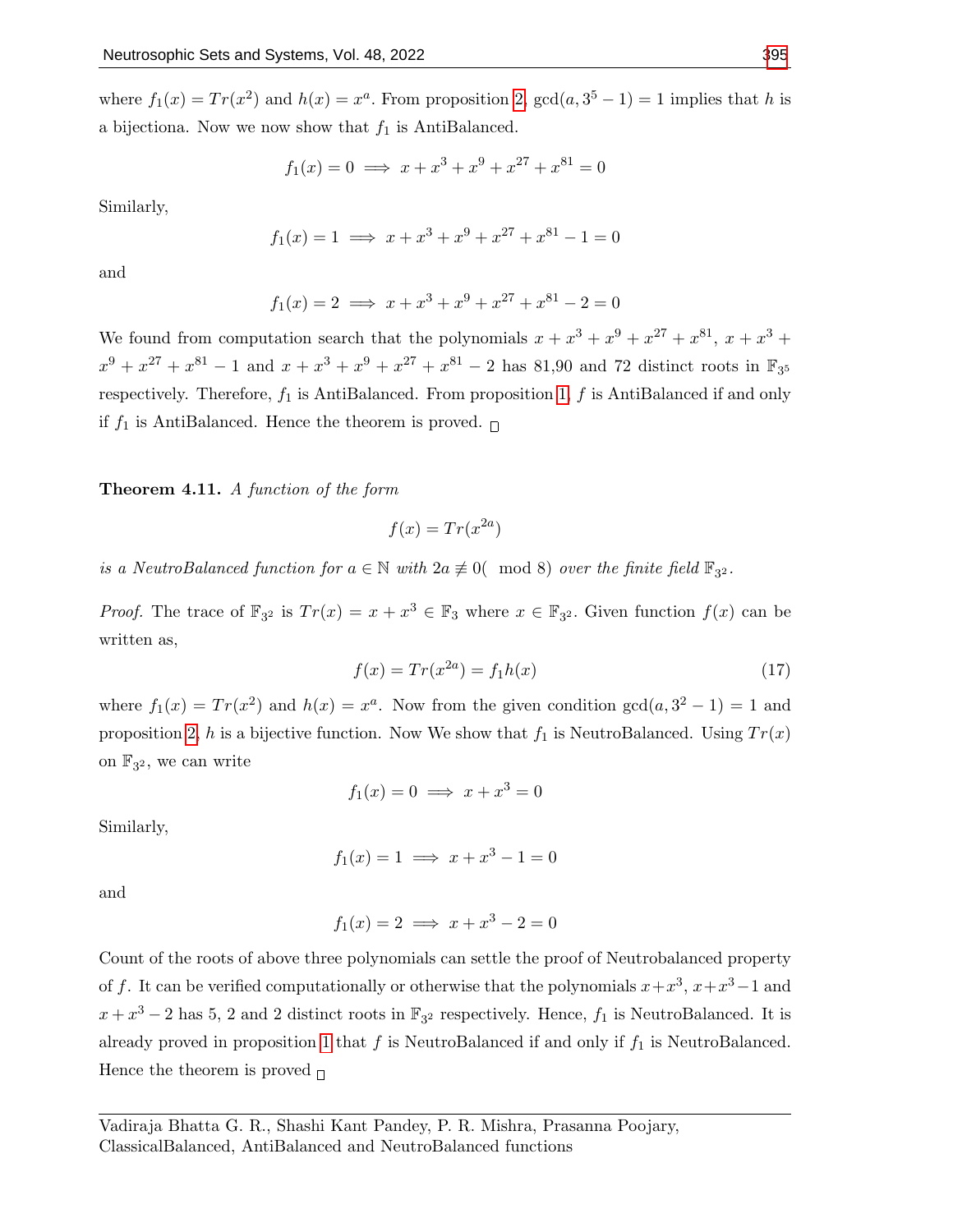where $f_1(x) = Tr(x^2)$ and $h(x) = x^a$. From proposition 2, $\gcd(a, 3^5 - 1) = 1$ implies that $h$ is a bijectiona. Now we now show that $f_1$ is AntiBalanced.

$$f_1(x) = 0 \implies x + x^3 + x^9 + x^{27} + x^{81} = 0$$

Similarly,

$$f_1(x) = 1 \implies x + x^3 + x^9 + x^{27} + x^{81} - 1 = 0$$

and

$$f_1(x) = 2 \implies x + x^3 + x^9 + x^{27} + x^{81} - 2 = 0$$

We found from computation search that the polynomials $x + x^3 + x^9 + x^{27} + x^{81}$, $x + x^3 + x^9 + x^{27} + x^{81} - 1$ and $x + x^3 + x^9 + x^{27} + x^{81} - 2$ has 81,90 and 72 distinct roots in $\mathbb{F}_{3^5}$ respectively. Therefore, $f_1$ is AntiBalanced. From proposition 1, $f$ is AntiBalanced if and only if $f_1$ is AntiBalanced. Hence the theorem is proved. □

**Theorem 4.11.** *A function of the form*

$$f(x) = Tr(x^{2a})$$

*is a NeutroBalanced function for $a \in \mathbb{N}$ with $2a \not\equiv 0(\mod 8)$ over the finite field $\mathbb{F}_{3^2}$.*

*Proof.* The trace of $\mathbb{F}_{3^2}$ is $Tr(x) = x + x^3 \in \mathbb{F}_3$ where $x \in \mathbb{F}_{3^2}$. Given function $f(x)$ can be written as,

$$f(x) = Tr(x^{2a}) = f_1 h(x) \tag{17}$$

where $f_1(x) = Tr(x^2)$ and $h(x) = x^a$. Now from the given condition $\gcd(a, 3^2 - 1) = 1$ and proposition 2, $h$ is a bijective function. Now We show that $f_1$ is NeutroBalanced. Using $Tr(x)$ on $\mathbb{F}_{3^2}$, we can write

$$f_1(x) = 0 \implies x + x^3 = 0$$

Similarly,

$$f_1(x) = 1 \implies x + x^3 - 1 = 0$$

and

$$f_1(x) = 2 \implies x + x^3 - 2 = 0$$

Count of the roots of above three polynomials can settle the proof of Neutrobalanced property of $f$. It can be verified computationally or otherwise that the polynomials $x + x^3$, $x + x^3 - 1$ and $x + x^3 - 2$ has 5, 2 and 2 distinct roots in $\mathbb{F}_{3^2}$ respectively. Hence, $f_1$ is NeutroBalanced. It is already proved in proposition 1 that $f$ is NeutroBalanced if and only if $f_1$ is NeutroBalanced. Hence the theorem is proved □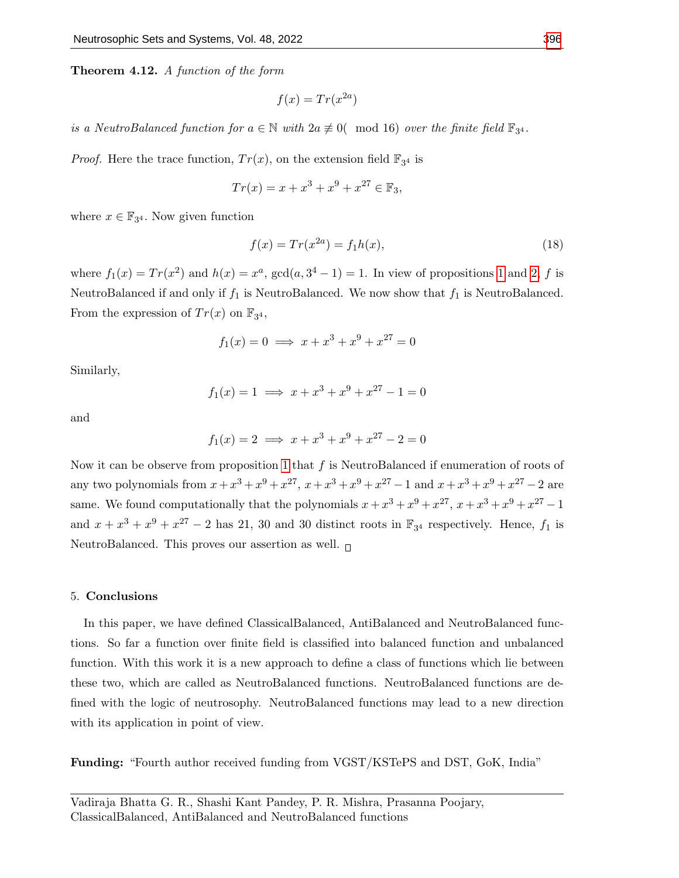**Theorem 4.12.** *A function of the form*

$$f(x) = Tr(x^{2a})$$

*is a NeutroBalanced function for $a \in \mathbb{N}$ with $2a \not\equiv 0(\mod 16)$ over the finite field $\mathbb{F}_{3^4}$.*

*Proof.* Here the trace function, $Tr(x)$, on the extension field $\mathbb{F}_{3^4}$ is

$$Tr(x) = x + x^3 + x^9 + x^{27} \in \mathbb{F}_3,$$

where $x \in \mathbb{F}_{3^4}$. Now given function

$$f(x) = Tr(x^{2a}) = f_1 h(x), \tag{18}$$

where $f_1(x) = Tr(x^2)$ and $h(x) = x^a$, $\gcd(a, 3^4 - 1) = 1$. In view of propositions 1 and 2, $f$ is NeutroBalanced if and only if $f_1$ is NeutroBalanced. We now show that $f_1$ is NeutroBalanced. From the expression of $Tr(x)$ on $\mathbb{F}_{3^4}$,

$$f_1(x) = 0 \implies x + x^3 + x^9 + x^{27} = 0$$

Similarly,

$$f_1(x) = 1 \implies x + x^3 + x^9 + x^{27} - 1 = 0$$

and

$$f_1(x) = 2 \implies x + x^3 + x^9 + x^{27} - 2 = 0$$

Now it can be observe from proposition 1 that $f$ is NeutroBalanced if enumeration of roots of any two polynomials from $x + x^3 + x^9 + x^{27}$, $x + x^3 + x^9 + x^{27} - 1$ and $x + x^3 + x^9 + x^{27} - 2$ are same. We found computationally that the polynomials $x + x^3 + x^9 + x^{27}$, $x + x^3 + x^9 + x^{27} - 1$ and $x + x^3 + x^9 + x^{27} - 2$ has 21, 30 and 30 distinct roots in $\mathbb{F}_{3^4}$ respectively. Hence, $f_1$ is NeutroBalanced. This proves our assertion as well. □

## 5. Conclusions

In this paper, we have defined ClassicalBalanced, AntiBalanced and NeutroBalanced functions. So far a function over finite field is classified into balanced function and unbalanced function. With this work it is a new approach to define a class of functions which lie between these two, which are called as NeutroBalanced functions. NeutroBalanced functions are defined with the logic of neutrosophy. NeutroBalanced functions may lead to a new direction with its application in point of view.

**Funding:** "Fourth author received funding from VGST/KSTePS and DST, GoK, India"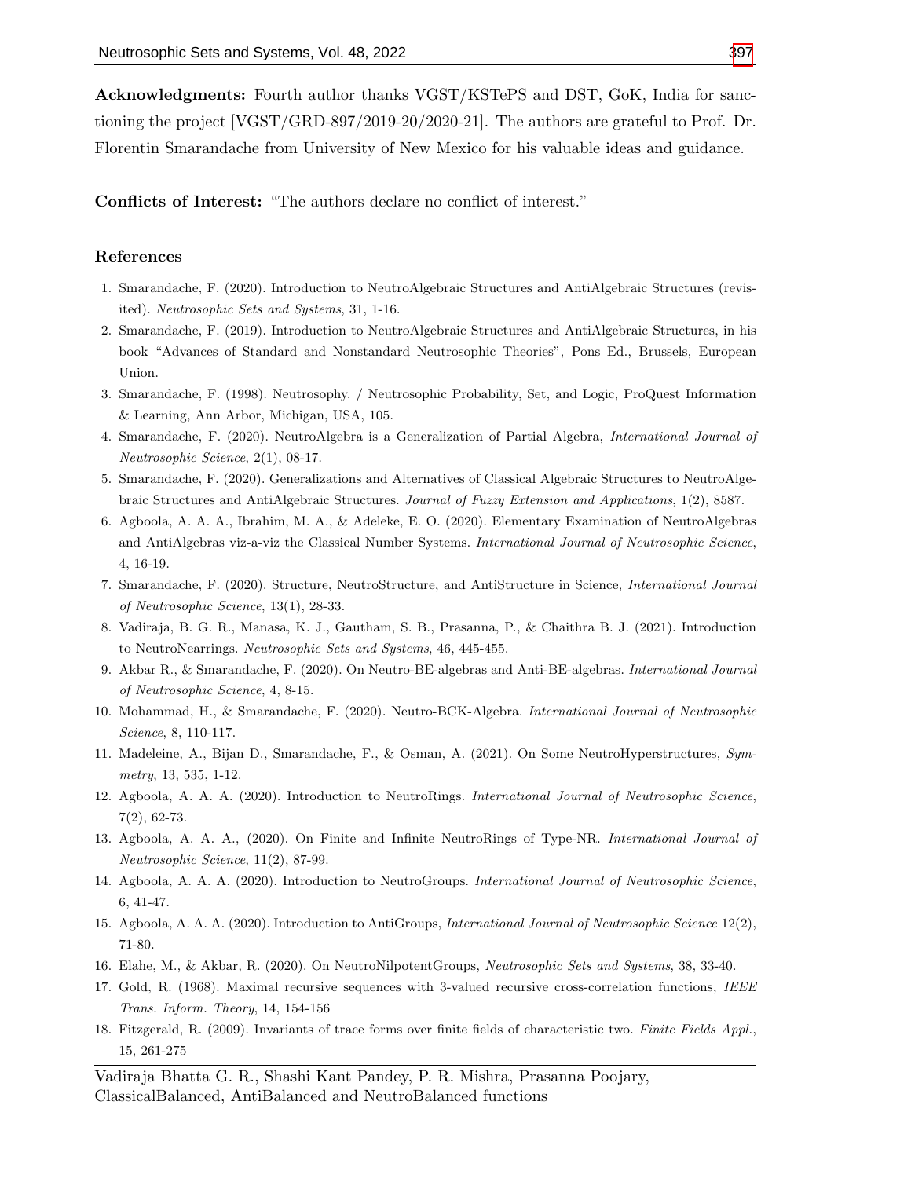**Acknowledgments:** Fourth author thanks VGST/KSTePS and DST, GoK, India for sanctioning the project [VGST/GRD-897/2019-20/2020-21]. The authors are grateful to Prof. Dr. Florentin Smarandache from University of New Mexico for his valuable ideas and guidance.

**Conflicts of Interest:** "The authors declare no conflict of interest."

## References

1. Smarandache, F. (2020). Introduction to NeutroAlgebraic Structures and AntiAlgebraic Structures (revisited). *Neutrosophic Sets and Systems*, 31, 1-16.
2. Smarandache, F. (2019). Introduction to NeutroAlgebraic Structures and AntiAlgebraic Structures, in his book "Advances of Standard and Nonstandard Neutrosophic Theories", Pons Ed., Brussels, European Union.
3. Smarandache, F. (1998). Neutrosophy. / Neutrosophic Probability, Set, and Logic, ProQuest Information & Learning, Ann Arbor, Michigan, USA, 105.
4. Smarandache, F. (2020). NeutroAlgebra is a Generalization of Partial Algebra, *International Journal of Neutrosophic Science*, 2(1), 08-17.
5. Smarandache, F. (2020). Generalizations and Alternatives of Classical Algebraic Structures to NeutroAlgebraic Structures and AntiAlgebraic Structures. *Journal of Fuzzy Extension and Applications*, 1(2), 8587.
6. Agboola, A. A. A., Ibrahim, M. A., & Adeleke, E. O. (2020). Elementary Examination of NeutroAlgebras and AntiAlgebras viz-a-viz the Classical Number Systems. *International Journal of Neutrosophic Science*, 4, 16-19.
7. Smarandache, F. (2020). Structure, NeutroStructure, and AntiStructure in Science, *International Journal of Neutrosophic Science*, 13(1), 28-33.
8. Vadiraja, B. G. R., Manasa, K. J., Gautham, S. B., Prasanna, P., & Chaithra B. J. (2021). Introduction to NeutroNearrings. *Neutrosophic Sets and Systems*, 46, 445-455.
9. Akbar R., & Smarandache, F. (2020). On Neutro-BE-algebras and Anti-BE-algebras. *International Journal of Neutrosophic Science*, 4, 8-15.
10. Mohammad, H., & Smarandache, F. (2020). Neutro-BCK-Algebra. *International Journal of Neutrosophic Science*, 8, 110-117.
11. Madeleine, A., Bijan D., Smarandache, F., & Osman, A. (2021). On Some NeutroHyperstructures, *Symmetry*, 13, 535, 1-12.
12. Agboola, A. A. A. (2020). Introduction to NeutroRings. *International Journal of Neutrosophic Science*, 7(2), 62-73.
13. Agboola, A. A. A., (2020). On Finite and Infinite NeutroRings of Type-NR. *International Journal of Neutrosophic Science*, 11(2), 87-99.
14. Agboola, A. A. A. (2020). Introduction to NeutroGroups. *International Journal of Neutrosophic Science*, 6, 41-47.
15. Agboola, A. A. A. (2020). Introduction to AntiGroups, *International Journal of Neutrosophic Science* 12(2), 71-80.
16. Elahe, M., & Akbar, R. (2020). On NeutroNilpotentGroups, *Neutrosophic Sets and Systems*, 38, 33-40.
17. Gold, R. (1968). Maximal recursive sequences with 3-valued recursive cross-correlation functions, *IEEE Trans. Inform. Theory*, 14, 154-156
18. Fitzgerald, R. (2009). Invariants of trace forms over finite fields of characteristic two. *Finite Fields Appl.*, 15, 261-275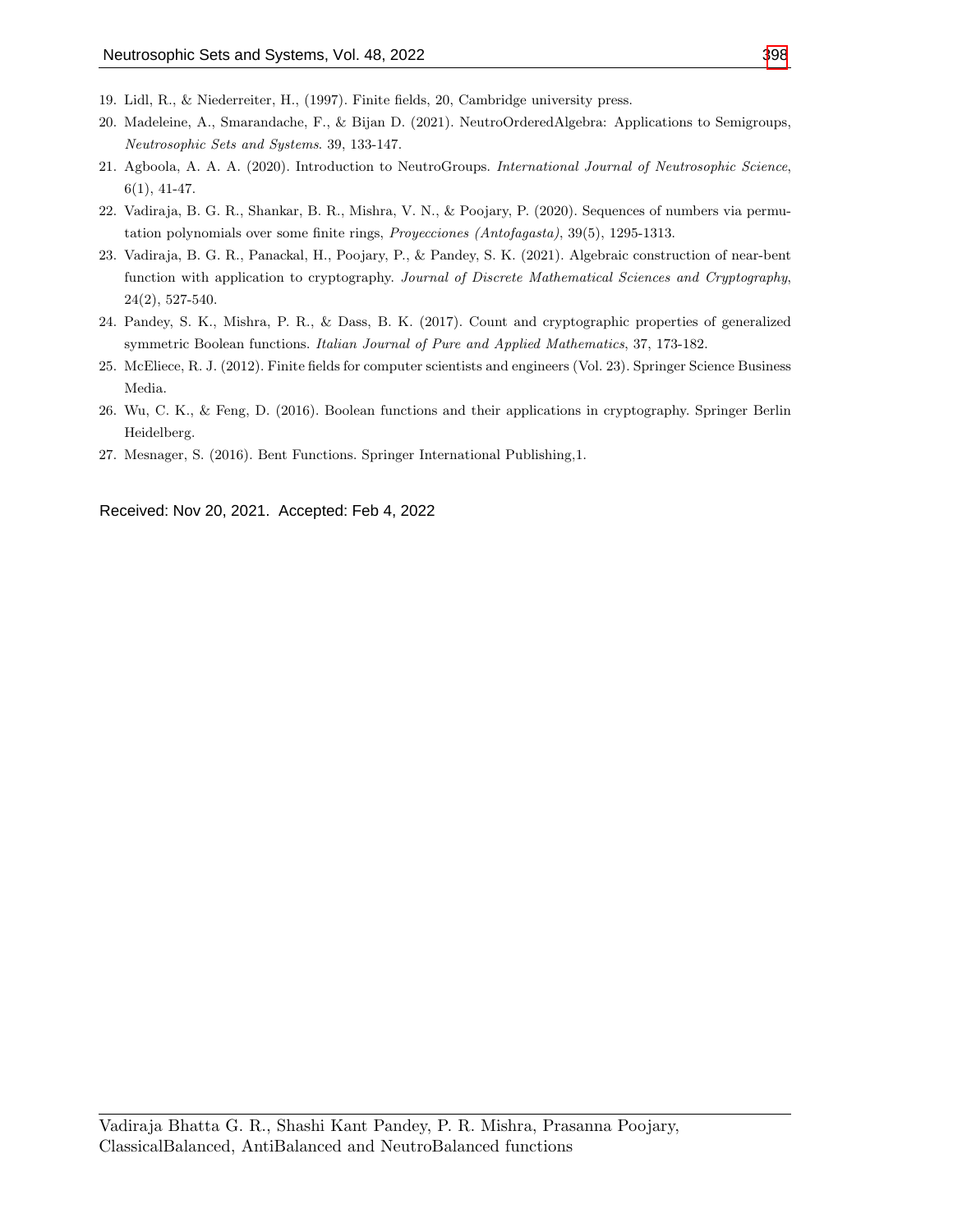19. Lidl, R., & Niederreiter, H., (1997). Finite fields, 20, Cambridge university press.
20. Madeleine, A., Smarandache, F., & Bijan D. (2021). NeutroOrderedAlgebra: Applications to Semigroups, *Neutrosophic Sets and Systems*. 39, 133-147.
21. Agboola, A. A. A. (2020). Introduction to NeutroGroups. *International Journal of Neutrosophic Science*, 6(1), 41-47.
22. Vadiraja, B. G. R., Shankar, B. R., Mishra, V. N., & Poojary, P. (2020). Sequences of numbers via permutation polynomials over some finite rings, *Proyecciones (Antofagasta)*, 39(5), 1295-1313.
23. Vadiraja, B. G. R., Panackal, H., Poojary, P., & Pandey, S. K. (2021). Algebraic construction of near-bent function with application to cryptography. *Journal of Discrete Mathematical Sciences and Cryptography*, 24(2), 527-540.
24. Pandey, S. K., Mishra, P. R., & Dass, B. K. (2017). Count and cryptographic properties of generalized symmetric Boolean functions. *Italian Journal of Pure and Applied Mathematics*, 37, 173-182.
25. McEliece, R. J. (2012). Finite fields for computer scientists and engineers (Vol. 23). Springer Science Business Media.
26. Wu, C. K., & Feng, D. (2016). Boolean functions and their applications in cryptography. Springer Berlin Heidelberg.
27. Mesnager, S. (2016). Bent Functions. Springer International Publishing,1.

Received: Nov 20, 2021. Accepted: Feb 4, 2022